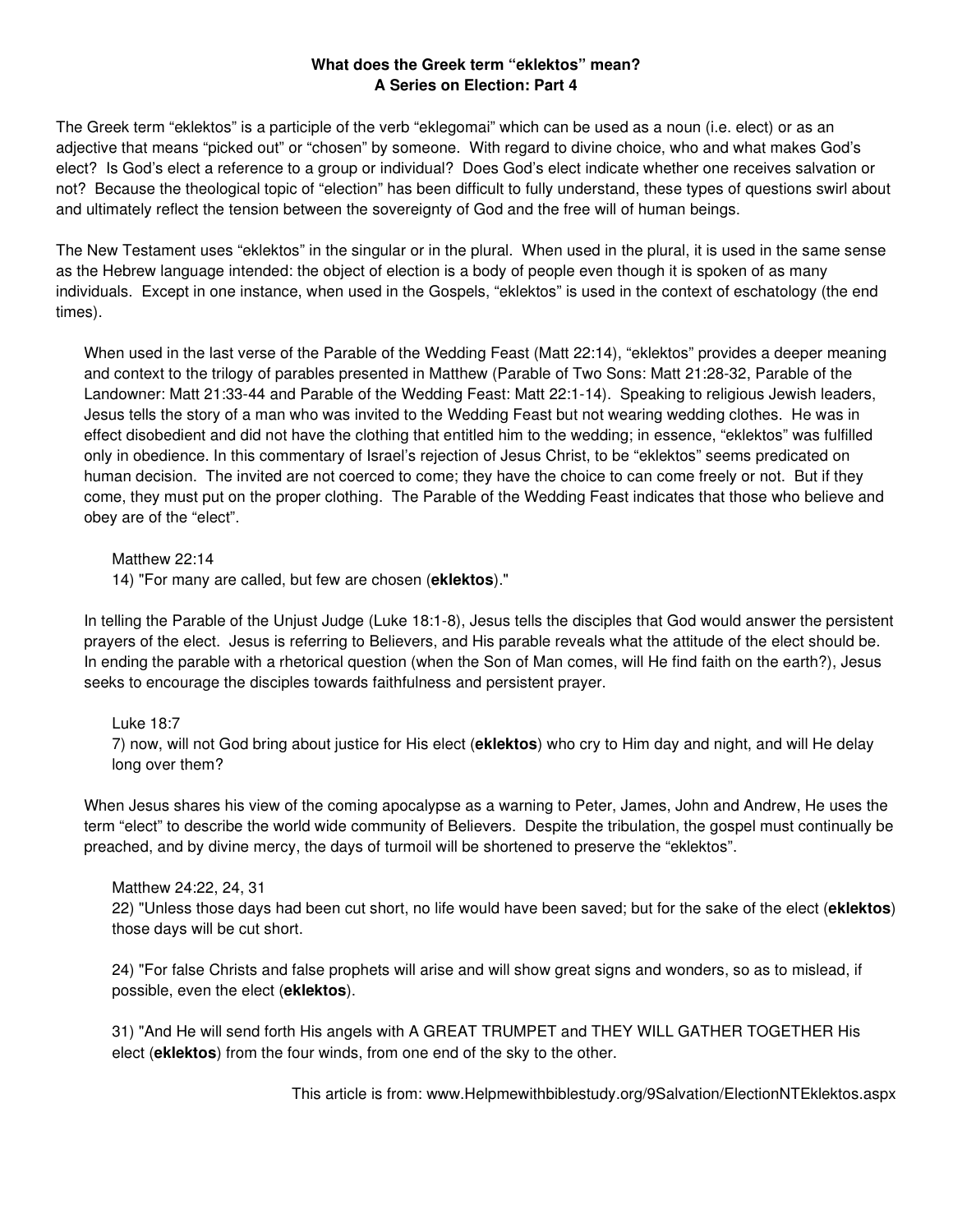# What does the Greek term "eklektos" mean?
## A Series on Election: Part 4

The Greek term "eklektos" is a participle of the verb "eklegomai" which can be used as a noun (i.e. elect) or as an adjective that means "picked out" or "chosen" by someone. With regard to divine choice, who and what makes God's elect? Is God's elect a reference to a group or individual? Does God's elect indicate whether one receives salvation or not? Because the theological topic of "election" has been difficult to fully understand, these types of questions swirl about and ultimately reflect the tension between the sovereignty of God and the free will of human beings.

The New Testament uses "eklektos" in the singular or in the plural. When used in the plural, it is used in the same sense as the Hebrew language intended: the object of election is a body of people even though it is spoken of as many individuals. Except in one instance, when used in the Gospels, "eklektos" is used in the context of eschatology (the end times).

> When used in the last verse of the Parable of the Wedding Feast (Matt 22:14), "eklektos" provides a deeper meaning and context to the trilogy of parables presented in Matthew (Parable of Two Sons: Matt 21:28-32, Parable of the Landowner: Matt 21:33-44 and Parable of the Wedding Feast: Matt 22:1-14). Speaking to religious Jewish leaders, Jesus tells the story of a man who was invited to the Wedding Feast but not wearing wedding clothes. He was in effect disobedient and did not have the clothing that entitled him to the wedding; in essence, "eklektos" was fulfilled only in obedience. In this commentary of Israel's rejection of Jesus Christ, to be "eklektos" seems predicated on human decision. The invited are not coerced to come; they have the choice to can come freely or not. But if they come, they must put on the proper clothing. The Parable of the Wedding Feast indicates that those who believe and obey are of the "elect".
>
> > Matthew 22:14
> > 14) "For many are called, but few are chosen (**eklektos**)."
>
> In telling the Parable of the Unjust Judge (Luke 18:1-8), Jesus tells the disciples that God would answer the persistent prayers of the elect. Jesus is referring to Believers, and His parable reveals what the attitude of the elect should be. In ending the parable with a rhetorical question (when the Son of Man comes, will He find faith on the earth?), Jesus seeks to encourage the disciples towards faithfulness and persistent prayer.
>
> > Luke 18:7
> > 7) now, will not God bring about justice for His elect (**eklektos**) who cry to Him day and night, and will He delay long over them?
>
> When Jesus shares his view of the coming apocalypse as a warning to Peter, James, John and Andrew, He uses the term "elect" to describe the world wide community of Believers. Despite the tribulation, the gospel must continually be preached, and by divine mercy, the days of turmoil will be shortened to preserve the "eklektos".
>
> > Matthew 24:22, 24, 31
> > 22) "Unless those days had been cut short, no life would have been saved; but for the sake of the elect (**eklektos**) those days will be cut short.
> >
> > 24) "For false Christs and false prophets will arise and will show great signs and wonders, so as to mislead, if possible, even the elect (**eklektos**).
> >
> > 31) "And He will send forth His angels with A GREAT TRUMPET and THEY WILL GATHER TOGETHER His elect (**eklektos**) from the four winds, from one end of the sky to the other.

This article is from: www.Helpmewithbiblestudy.org/9Salvation/ElectionNTEklektos.aspx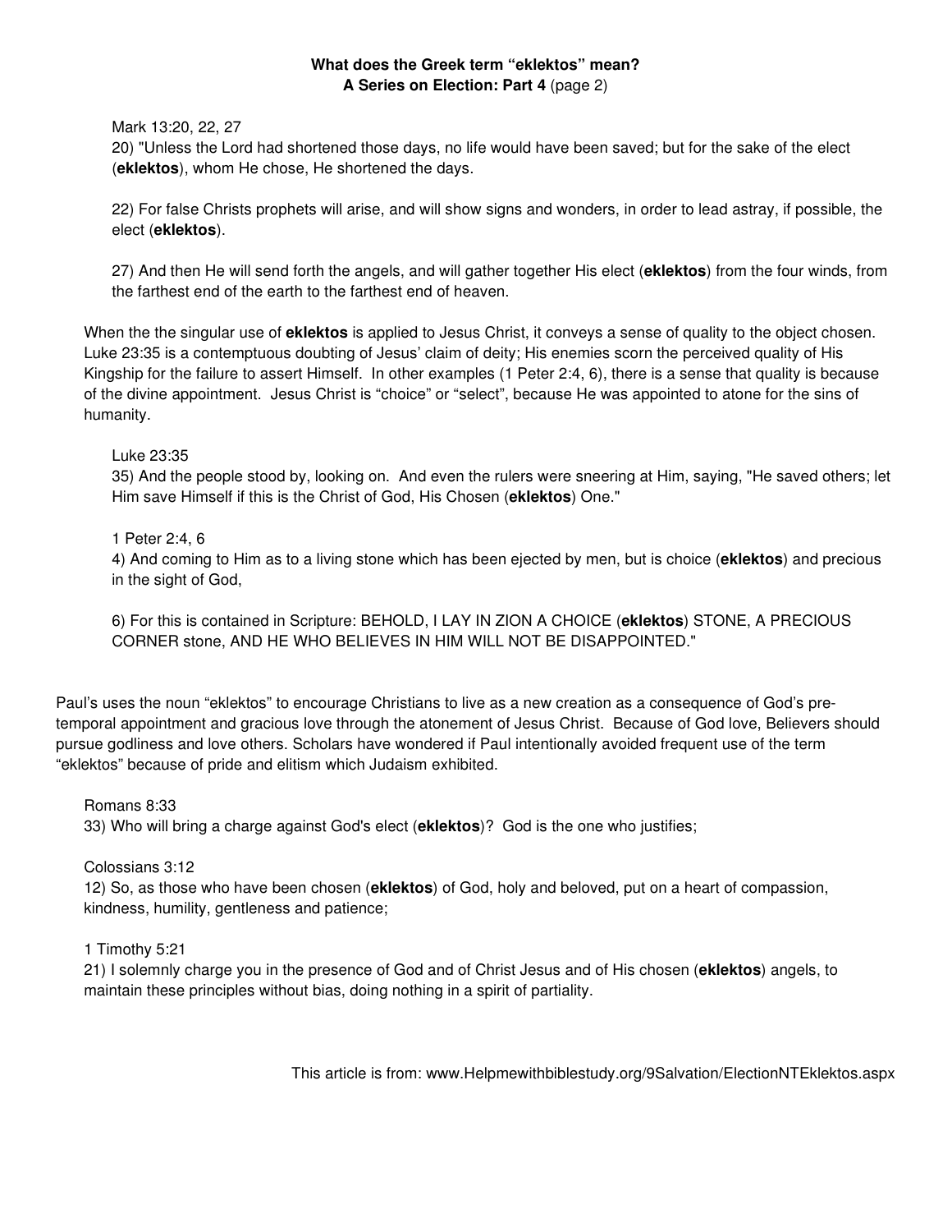**What does the Greek term "eklektos" mean?**
**A Series on Election: Part 4** (page 2)

Mark 13:20, 22, 27
20) "Unless the Lord had shortened those days, no life would have been saved; but for the sake of the elect (**eklektos**), whom He chose, He shortened the days.

22) For false Christs prophets will arise, and will show signs and wonders, in order to lead astray, if possible, the elect (**eklektos**).

27) And then He will send forth the angels, and will gather together His elect (**eklektos**) from the four winds, from the farthest end of the earth to the farthest end of heaven.

When the the singular use of **eklektos** is applied to Jesus Christ, it conveys a sense of quality to the object chosen. Luke 23:35 is a contemptuous doubting of Jesus' claim of deity; His enemies scorn the perceived quality of His Kingship for the failure to assert Himself. In other examples (1 Peter 2:4, 6), there is a sense that quality is because of the divine appointment. Jesus Christ is "choice" or "select", because He was appointed to atone for the sins of humanity.

Luke 23:35
35) And the people stood by, looking on. And even the rulers were sneering at Him, saying, "He saved others; let Him save Himself if this is the Christ of God, His Chosen (**eklektos**) One."

1 Peter 2:4, 6
4) And coming to Him as to a living stone which has been ejected by men, but is choice (**eklektos**) and precious in the sight of God,

6) For this is contained in Scripture: BEHOLD, I LAY IN ZION A CHOICE (**eklektos**) STONE, A PRECIOUS CORNER stone, AND HE WHO BELIEVES IN HIM WILL NOT BE DISAPPOINTED."

Paul's uses the noun "eklektos" to encourage Christians to live as a new creation as a consequence of God's pre-temporal appointment and gracious love through the atonement of Jesus Christ. Because of God love, Believers should pursue godliness and love others. Scholars have wondered if Paul intentionally avoided frequent use of the term "eklektos" because of pride and elitism which Judaism exhibited.

Romans 8:33
33) Who will bring a charge against God's elect (**eklektos**)? God is the one who justifies;

Colossians 3:12
12) So, as those who have been chosen (**eklektos**) of God, holy and beloved, put on a heart of compassion, kindness, humility, gentleness and patience;

1 Timothy 5:21
21) I solemnly charge you in the presence of God and of Christ Jesus and of His chosen (**eklektos**) angels, to maintain these principles without bias, doing nothing in a spirit of partiality.

This article is from: www.Helpmewithbiblestudy.org/9Salvation/ElectionNTEklektos.aspx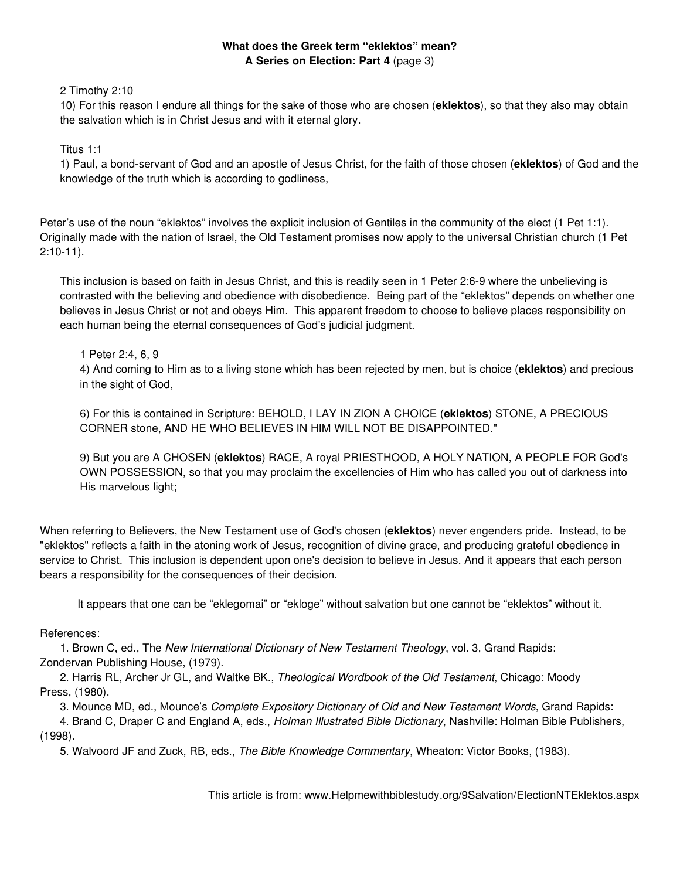2 Timothy 2:10

10) For this reason I endure all things for the sake of those who are chosen (**eklektos**), so that they also may obtain the salvation which is in Christ Jesus and with it eternal glory.

Titus 1:1

1) Paul, a bond-servant of God and an apostle of Jesus Christ, for the faith of those chosen (**eklektos**) of God and the knowledge of the truth which is according to godliness,

Peter's use of the noun "eklektos" involves the explicit inclusion of Gentiles in the community of the elect (1 Pet 1:1). Originally made with the nation of Israel, the Old Testament promises now apply to the universal Christian church (1 Pet 2:10-11).

This inclusion is based on faith in Jesus Christ, and this is readily seen in 1 Peter 2:6-9 where the unbelieving is contrasted with the believing and obedience with disobedience. Being part of the "eklektos" depends on whether one believes in Jesus Christ or not and obeys Him. This apparent freedom to choose to believe places responsibility on each human being the eternal consequences of God's judicial judgment.

1 Peter 2:4, 6, 9

4) And coming to Him as to a living stone which has been rejected by men, but is choice (**eklektos**) and precious in the sight of God,

6) For this is contained in Scripture: BEHOLD, I LAY IN ZION A CHOICE (**eklektos**) STONE, A PRECIOUS CORNER stone, AND HE WHO BELIEVES IN HIM WILL NOT BE DISAPPOINTED."

9) But you are A CHOSEN (**eklektos**) RACE, A royal PRIESTHOOD, A HOLY NATION, A PEOPLE FOR God's OWN POSSESSION, so that you may proclaim the excellencies of Him who has called you out of darkness into His marvelous light;

When referring to Believers, the New Testament use of God's chosen (**eklektos**) never engenders pride. Instead, to be "eklektos" reflects a faith in the atoning work of Jesus, recognition of divine grace, and producing grateful obedience in service to Christ. This inclusion is dependent upon one's decision to believe in Jesus. And it appears that each person bears a responsibility for the consequences of their decision.

It appears that one can be "eklegomai" or "ekloge" without salvation but one cannot be "eklektos" without it.

References:

1. Brown C, ed., The *New International Dictionary of New Testament Theology*, vol. 3, Grand Rapids: Zondervan Publishing House, (1979).
2. Harris RL, Archer Jr GL, and Waltke BK., *Theological Wordbook of the Old Testament*, Chicago: Moody Press, (1980).
3. Mounce MD, ed., Mounce's *Complete Expository Dictionary of Old and New Testament Words*, Grand Rapids:
4. Brand C, Draper C and England A, eds., *Holman Illustrated Bible Dictionary*, Nashville: Holman Bible Publishers, (1998).
5. Walvoord JF and Zuck, RB, eds., *The Bible Knowledge Commentary*, Wheaton: Victor Books, (1983).

This article is from: www.Helpmewithbiblestudy.org/9Salvation/ElectionNTEklektos.aspx